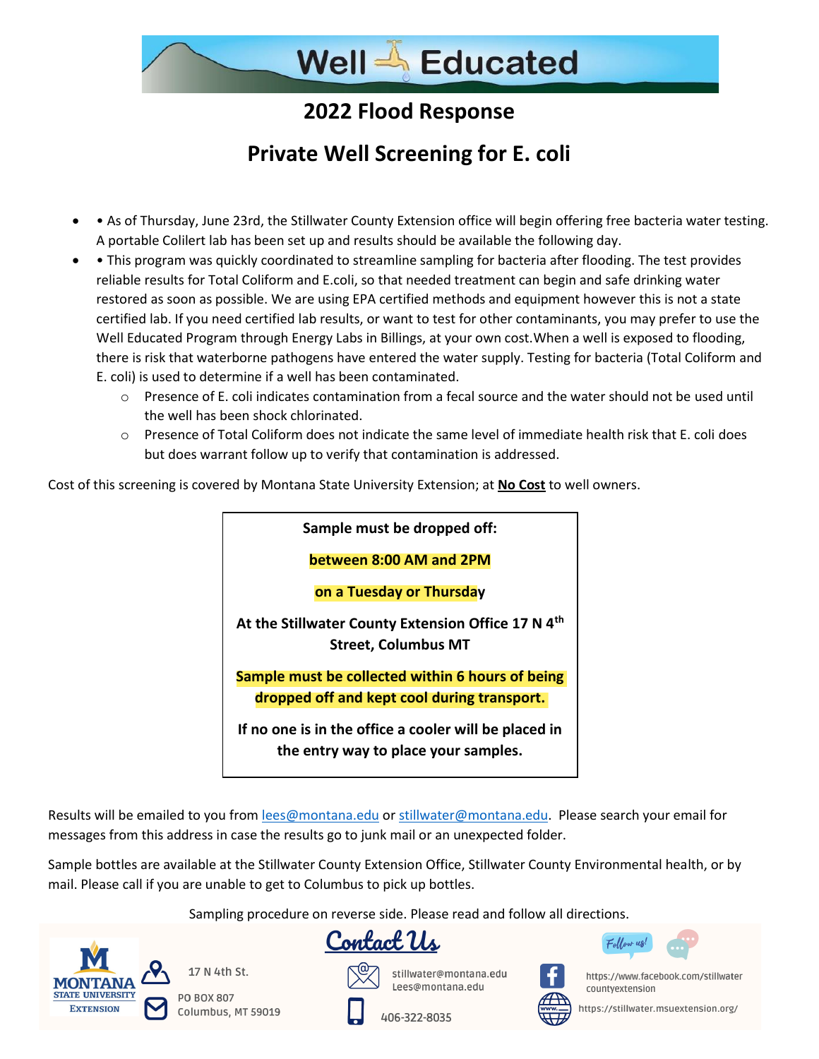# Well Educated

## 2022 Flood Response

## Private Well Screening for E. coli

- • As of Thursday, June 23rd, the Stillwater County Extension office will begin offering free bacteria water testing. A portable Colilert lab has been set up and results should be available the following day.
- • This program was quickly coordinated to streamline sampling for bacteria after flooding. The test provides reliable results for Total Coliform and E.coli, so that needed treatment can begin and safe drinking water restored as soon as possible. We are using EPA certified methods and equipment however this is not a state certified lab. If you need certified lab results, or want to test for other contaminants, you may prefer to use the Well Educated Program through Energy Labs in Billings, at your own cost.When a well is exposed to flooding, there is risk that waterborne pathogens have entered the water supply. Testing for bacteria (Total Coliform and E. coli) is used to determine if a well has been contaminated.
  - Presence of E. coli indicates contamination from a fecal source and the water should not be used until the well has been shock chlorinated.
  - Presence of Total Coliform does not indicate the same level of immediate health risk that E. coli does but does warrant follow up to verify that contamination is addressed.

Cost of this screening is covered by Montana State University Extension; at **No Cost** to well owners.

**Sample must be dropped off:**

**between 8:00 AM and 2PM**

**on a Tuesday or Thursday**

**At the Stillwater County Extension Office 17 N 4th Street, Columbus MT**

**Sample must be collected within 6 hours of being dropped off and kept cool during transport.**

**If no one is in the office a cooler will be placed in the entry way to place your samples.**

Results will be emailed to you from lees@montana.edu or stillwater@montana.edu. Please search your email for messages from this address in case the results go to junk mail or an unexpected folder.

Sample bottles are available at the Stillwater County Extension Office, Stillwater County Environmental health, or by mail. Please call if you are unable to get to Columbus to pick up bottles.

Sampling procedure on reverse side. Please read and follow all directions.

MONTANA STATE UNIVERSITY EXTENSION

**Contact Us**

17 N 4th St.

PO BOX 807
Columbus, MT 59019

stillwater@montana.edu
Lees@montana.edu

406-322-8035

Follow us!

https://www.facebook.com/stillwatercountyextension

https://stillwater.msuextension.org/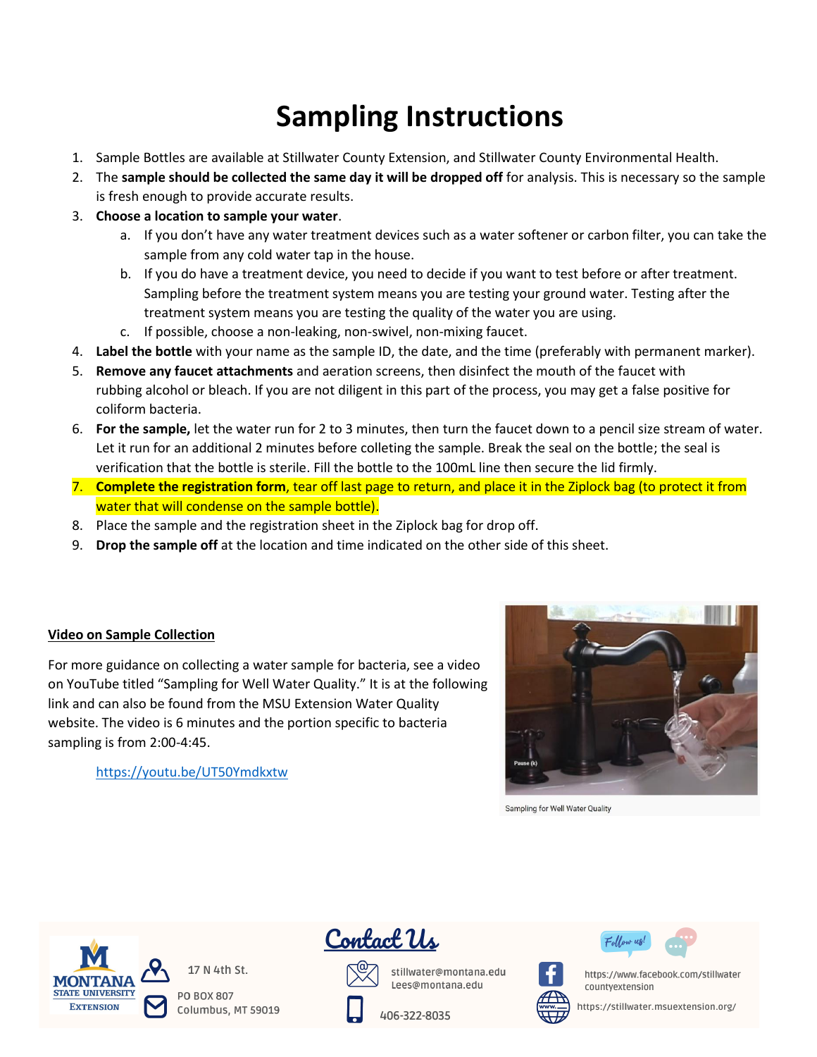# Sampling Instructions

1. Sample Bottles are available at Stillwater County Extension, and Stillwater County Environmental Health.
2. The **sample should be collected the same day it will be dropped off** for analysis. This is necessary so the sample is fresh enough to provide accurate results.
3. **Choose a location to sample your water**.
   a. If you don't have any water treatment devices such as a water softener or carbon filter, you can take the sample from any cold water tap in the house.
   b. If you do have a treatment device, you need to decide if you want to test before or after treatment. Sampling before the treatment system means you are testing your ground water. Testing after the treatment system means you are testing the quality of the water you are using.
   c. If possible, choose a non-leaking, non-swivel, non-mixing faucet.
4. **Label the bottle** with your name as the sample ID, the date, and the time (preferably with permanent marker).
5. **Remove any faucet attachments** and aeration screens, then disinfect the mouth of the faucet with rubbing alcohol or bleach. If you are not diligent in this part of the process, you may get a false positive for coliform bacteria.
6. **For the sample,** let the water run for 2 to 3 minutes, then turn the faucet down to a pencil size stream of water. Let it run for an additional 2 minutes before colleting the sample. Break the seal on the bottle; the seal is verification that the bottle is sterile. Fill the bottle to the 100mL line then secure the lid firmly.
7. **Complete the registration form**, tear off last page to return, and place it in the Ziplock bag (to protect it from water that will condense on the sample bottle).
8. Place the sample and the registration sheet in the Ziplock bag for drop off.
9. **Drop the sample off** at the location and time indicated on the other side of this sheet.

## Video on Sample Collection

For more guidance on collecting a water sample for bacteria, see a video on YouTube titled "Sampling for Well Water Quality." It is at the following link and can also be found from the MSU Extension Water Quality website. The video is 6 minutes and the portion specific to bacteria sampling is from 2:00-4:45.

https://youtu.be/UT50Ymdkxtw

Sampling for Well Water Quality

Montana State University Extension

17 N 4th St.

PO BOX 807
Columbus, MT 59019

**Contact Us**

stillwater@montana.edu
Lees@montana.edu

406-322-8035

Follow us!

https://www.facebook.com/stillwatercountyextension

https://stillwater.msuextension.org/